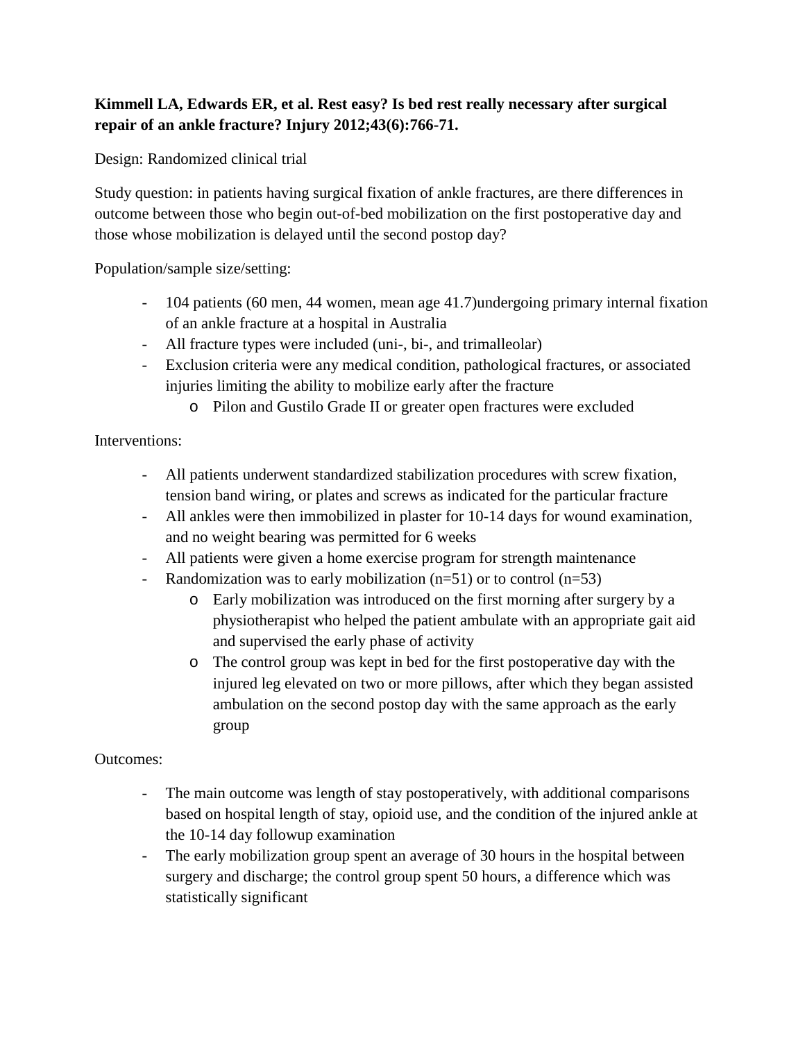**Kimmell LA, Edwards ER, et al. Rest easy? Is bed rest really necessary after surgical repair of an ankle fracture? Injury 2012;43(6):766-71.**

Design: Randomized clinical trial

Study question: in patients having surgical fixation of ankle fractures, are there differences in outcome between those who begin out-of-bed mobilization on the first postoperative day and those whose mobilization is delayed until the second postop day?

Population/sample size/setting:

- 104 patients (60 men, 44 women, mean age 41.7)undergoing primary internal fixation of an ankle fracture at a hospital in Australia
- All fracture types were included (uni-, bi-, and trimalleolar)
- Exclusion criteria were any medical condition, pathological fractures, or associated injuries limiting the ability to mobilize early after the fracture
  - Pilon and Gustilo Grade II or greater open fractures were excluded

Interventions:

- All patients underwent standardized stabilization procedures with screw fixation, tension band wiring, or plates and screws as indicated for the particular fracture
- All ankles were then immobilized in plaster for 10-14 days for wound examination, and no weight bearing was permitted for 6 weeks
- All patients were given a home exercise program for strength maintenance
- Randomization was to early mobilization (n=51) or to control (n=53)
  - Early mobilization was introduced on the first morning after surgery by a physiotherapist who helped the patient ambulate with an appropriate gait aid and supervised the early phase of activity
  - The control group was kept in bed for the first postoperative day with the injured leg elevated on two or more pillows, after which they began assisted ambulation on the second postop day with the same approach as the early group

Outcomes:

- The main outcome was length of stay postoperatively, with additional comparisons based on hospital length of stay, opioid use, and the condition of the injured ankle at the 10-14 day followup examination
- The early mobilization group spent an average of 30 hours in the hospital between surgery and discharge; the control group spent 50 hours, a difference which was statistically significant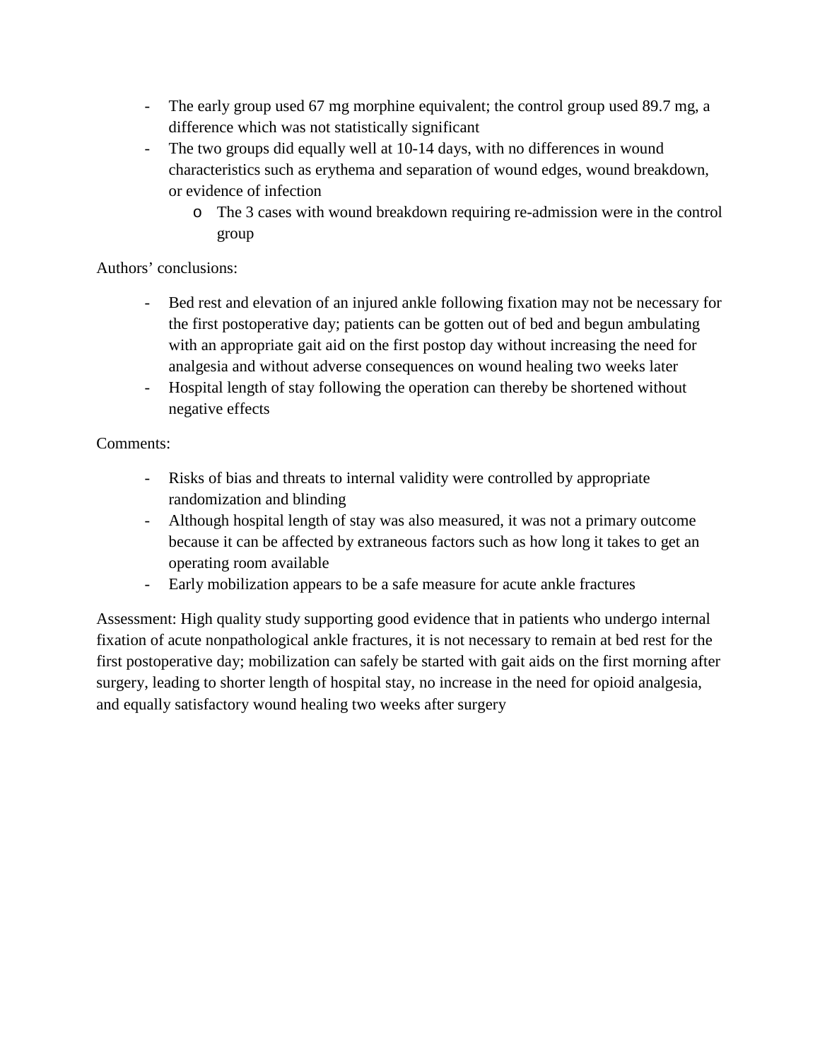- The early group used 67 mg morphine equivalent; the control group used 89.7 mg, a difference which was not statistically significant
- The two groups did equally well at 10-14 days, with no differences in wound characteristics such as erythema and separation of wound edges, wound breakdown, or evidence of infection
  - The 3 cases with wound breakdown requiring re-admission were in the control group

Authors' conclusions:

- Bed rest and elevation of an injured ankle following fixation may not be necessary for the first postoperative day; patients can be gotten out of bed and begun ambulating with an appropriate gait aid on the first postop day without increasing the need for analgesia and without adverse consequences on wound healing two weeks later
- Hospital length of stay following the operation can thereby be shortened without negative effects

Comments:

- Risks of bias and threats to internal validity were controlled by appropriate randomization and blinding
- Although hospital length of stay was also measured, it was not a primary outcome because it can be affected by extraneous factors such as how long it takes to get an operating room available
- Early mobilization appears to be a safe measure for acute ankle fractures

Assessment: High quality study supporting good evidence that in patients who undergo internal fixation of acute nonpathological ankle fractures, it is not necessary to remain at bed rest for the first postoperative day; mobilization can safely be started with gait aids on the first morning after surgery, leading to shorter length of hospital stay, no increase in the need for opioid analgesia, and equally satisfactory wound healing two weeks after surgery